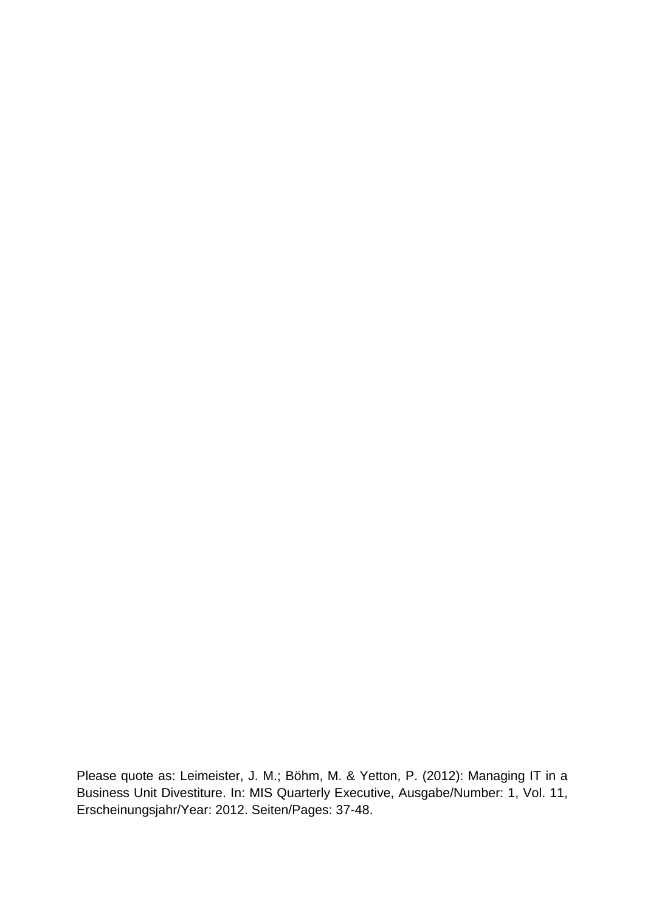Please quote as: Leimeister, J. M.; Böhm, M. & Yetton, P. (2012): Managing IT in a Business Unit Divestiture. In: MIS Quarterly Executive, Ausgabe/Number: 1, Vol. 11, Erscheinungsjahr/Year: 2012. Seiten/Pages: 37-48.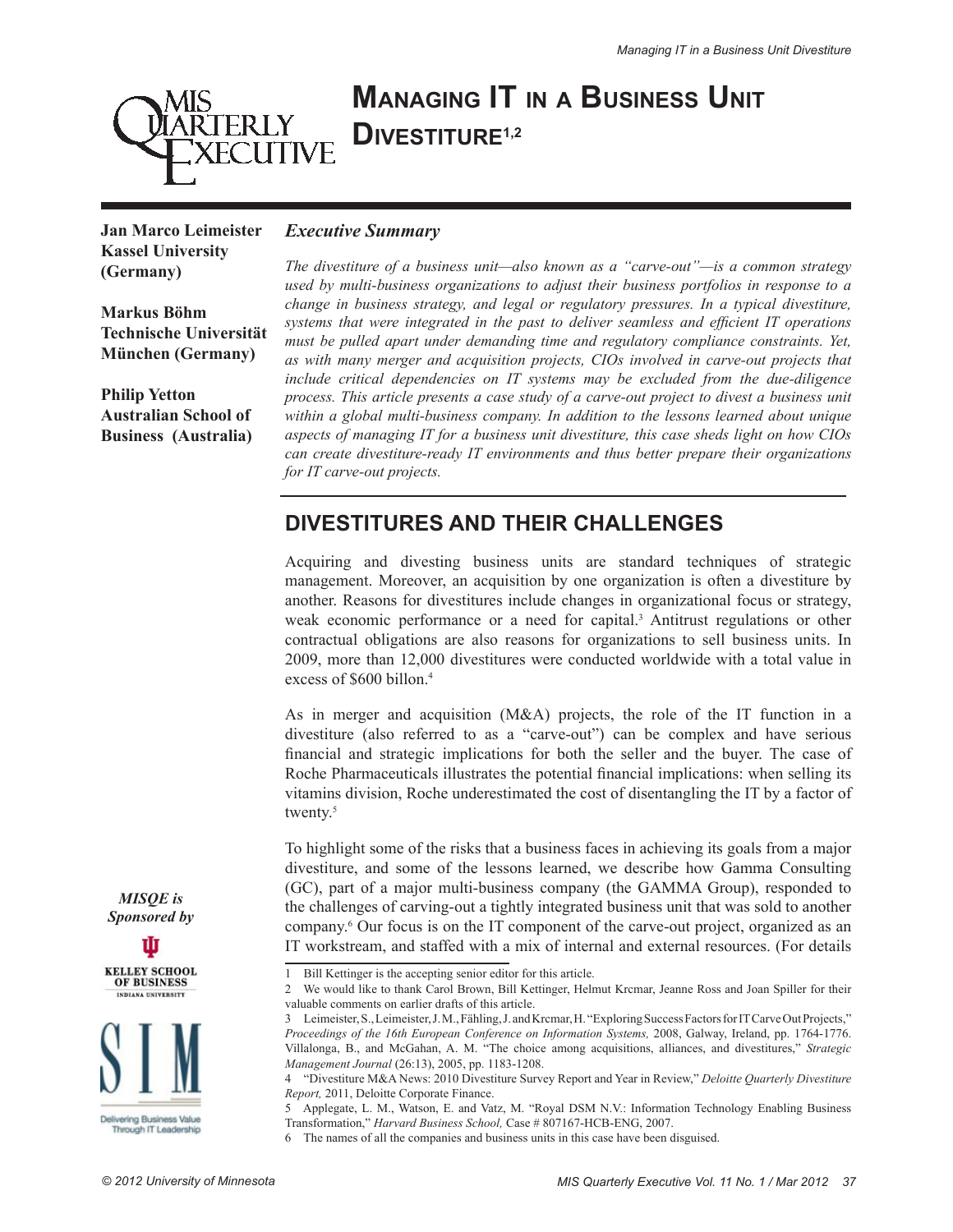# Managing IT in a Business Unit Divestiture[1,2]

**Jan Marco Leimeister**
**Kassel University (Germany)**

**Markus Böhm**
**Technische Universität München (Germany)**

**Philip Yetton**
**Australian School of Business (Australia)**

### *Executive Summary*

*The divestiture of a business unit—also known as a "carve-out"—is a common strategy used by multi-business organizations to adjust their business portfolios in response to a change in business strategy, and legal or regulatory pressures. In a typical divestiture, systems that were integrated in the past to deliver seamless and efficient IT operations must be pulled apart under demanding time and regulatory compliance constraints. Yet, as with many merger and acquisition projects, CIOs involved in carve-out projects that include critical dependencies on IT systems may be excluded from the due-diligence process. This article presents a case study of a carve-out project to divest a business unit within a global multi-business company. In addition to the lessons learned about unique aspects of managing IT for a business unit divestiture, this case sheds light on how CIOs can create divestiture-ready IT environments and thus better prepare their organizations for IT carve-out projects.*

## DIVESTITURES AND THEIR CHALLENGES

Acquiring and divesting business units are standard techniques of strategic management. Moreover, an acquisition by one organization is often a divestiture by another. Reasons for divestitures include changes in organizational focus or strategy, weak economic performance or a need for capital.[3] Antitrust regulations or other contractual obligations are also reasons for organizations to sell business units. In 2009, more than 12,000 divestitures were conducted worldwide with a total value in excess of $600 billon.[4]

As in merger and acquisition (M&A) projects, the role of the IT function in a divestiture (also referred to as a "carve-out") can be complex and have serious financial and strategic implications for both the seller and the buyer. The case of Roche Pharmaceuticals illustrates the potential financial implications: when selling its vitamins division, Roche underestimated the cost of disentangling the IT by a factor of twenty.[5]

To highlight some of the risks that a business faces in achieving its goals from a major divestiture, and some of the lessons learned, we describe how Gamma Consulting (GC), part of a major multi-business company (the GAMMA Group), responded to the challenges of carving-out a tightly integrated business unit that was sold to another company.[6] Our focus is on the IT component of the carve-out project, organized as an IT workstream, and staffed with a mix of internal and external resources. (For details

*MISQE is Sponsored by*

---

1 Bill Kettinger is the accepting senior editor for this article.

2 We would like to thank Carol Brown, Bill Kettinger, Helmut Krcmar, Jeanne Ross and Joan Spiller for their valuable comments on earlier drafts of this article.

3 Leimeister, S., Leimeister, J. M., Fähling, J. and Krcmar, H. "Exploring Success Factors for IT Carve Out Projects," *Proceedings of the 16th European Conference on Information Systems,* 2008, Galway, Ireland, pp. 1764-1776. Villalonga, B., and McGahan, A. M. "The choice among acquisitions, alliances, and divestitures," *Strategic Management Journal* (26:13), 2005, pp. 1183-1208.

4 "Divestiture M&A News: 2010 Divestiture Survey Report and Year in Review," *Deloitte Quarterly Divestiture Report,* 2011, Deloitte Corporate Finance.

5 Applegate, L. M., Watson, E. and Vatz, M. "Royal DSM N.V.: Information Technology Enabling Business Transformation," *Harvard Business School,* Case # 807167-HCB-ENG, 2007.

6 The names of all the companies and business units in this case have been disguised.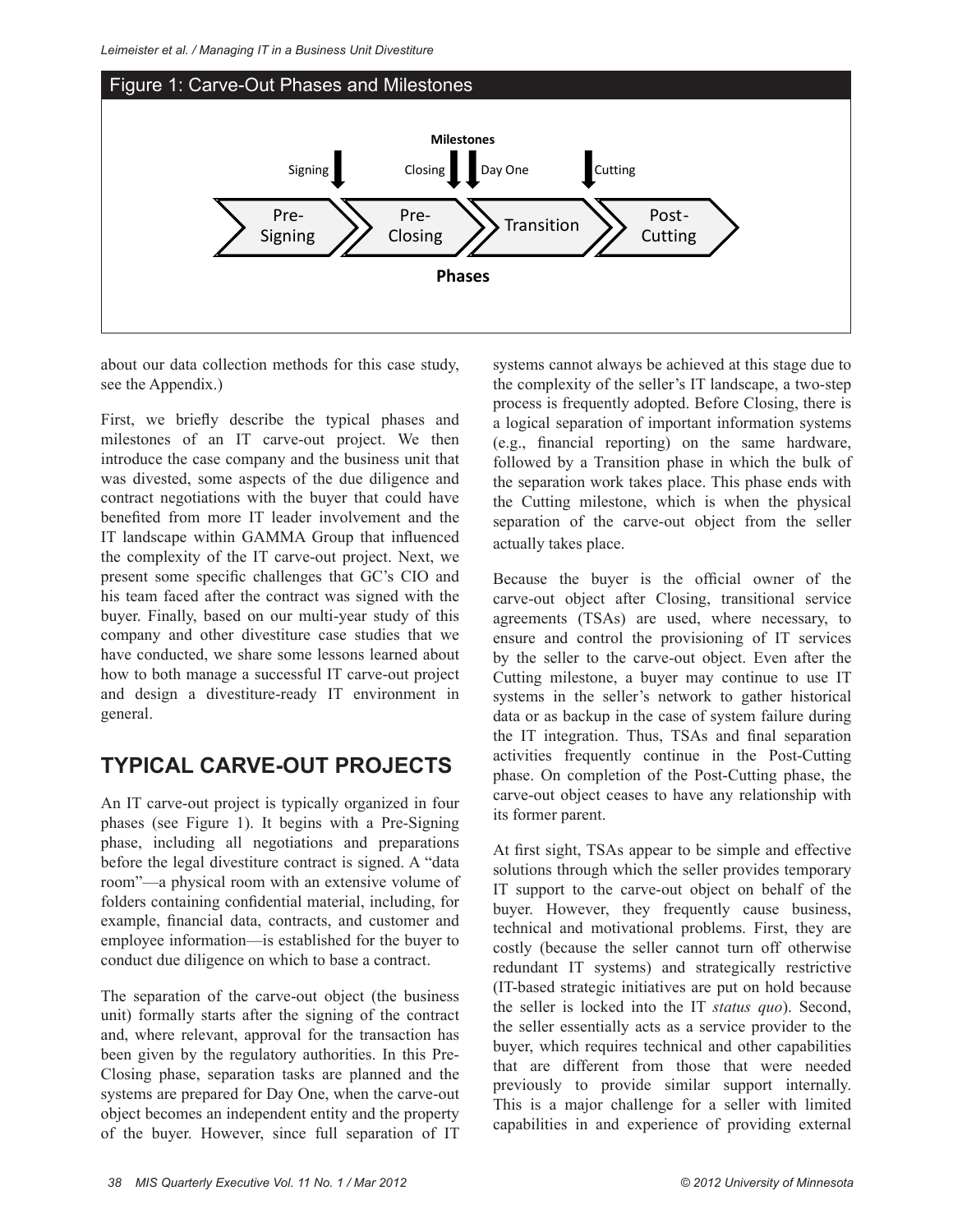Figure 1: Carve-Out Phases and Milestones

Milestones

Signing

Closing

Day One

Cutting

Pre-Signing

Pre-Closing

Transition

Post-Cutting

Phases

about our data collection methods for this case study, see the Appendix.)

First, we briefly describe the typical phases and milestones of an IT carve-out project. We then introduce the case company and the business unit that was divested, some aspects of the due diligence and contract negotiations with the buyer that could have benefited from more IT leader involvement and the IT landscape within GAMMA Group that influenced the complexity of the IT carve-out project. Next, we present some specific challenges that GC's CIO and his team faced after the contract was signed with the buyer. Finally, based on our multi-year study of this company and other divestiture case studies that we have conducted, we share some lessons learned about how to both manage a successful IT carve-out project and design a divestiture-ready IT environment in general.

## TYPICAL CARVE-OUT PROJECTS

An IT carve-out project is typically organized in four phases (see Figure 1). It begins with a Pre-Signing phase, including all negotiations and preparations before the legal divestiture contract is signed. A "data room"—a physical room with an extensive volume of folders containing confidential material, including, for example, financial data, contracts, and customer and employee information—is established for the buyer to conduct due diligence on which to base a contract.

The separation of the carve-out object (the business unit) formally starts after the signing of the contract and, where relevant, approval for the transaction has been given by the regulatory authorities. In this Pre-Closing phase, separation tasks are planned and the systems are prepared for Day One, when the carve-out object becomes an independent entity and the property of the buyer. However, since full separation of IT systems cannot always be achieved at this stage due to the complexity of the seller's IT landscape, a two-step process is frequently adopted. Before Closing, there is a logical separation of important information systems (e.g., financial reporting) on the same hardware, followed by a Transition phase in which the bulk of the separation work takes place. This phase ends with the Cutting milestone, which is when the physical separation of the carve-out object from the seller actually takes place.

Because the buyer is the official owner of the carve-out object after Closing, transitional service agreements (TSAs) are used, where necessary, to ensure and control the provisioning of IT services by the seller to the carve-out object. Even after the Cutting milestone, a buyer may continue to use IT systems in the seller's network to gather historical data or as backup in the case of system failure during the IT integration. Thus, TSAs and final separation activities frequently continue in the Post-Cutting phase. On completion of the Post-Cutting phase, the carve-out object ceases to have any relationship with its former parent.

At first sight, TSAs appear to be simple and effective solutions through which the seller provides temporary IT support to the carve-out object on behalf of the buyer. However, they frequently cause business, technical and motivational problems. First, they are costly (because the seller cannot turn off otherwise redundant IT systems) and strategically restrictive (IT-based strategic initiatives are put on hold because the seller is locked into the IT *status quo*). Second, the seller essentially acts as a service provider to the buyer, which requires technical and other capabilities that are different from those that were needed previously to provide similar support internally. This is a major challenge for a seller with limited capabilities in and experience of providing external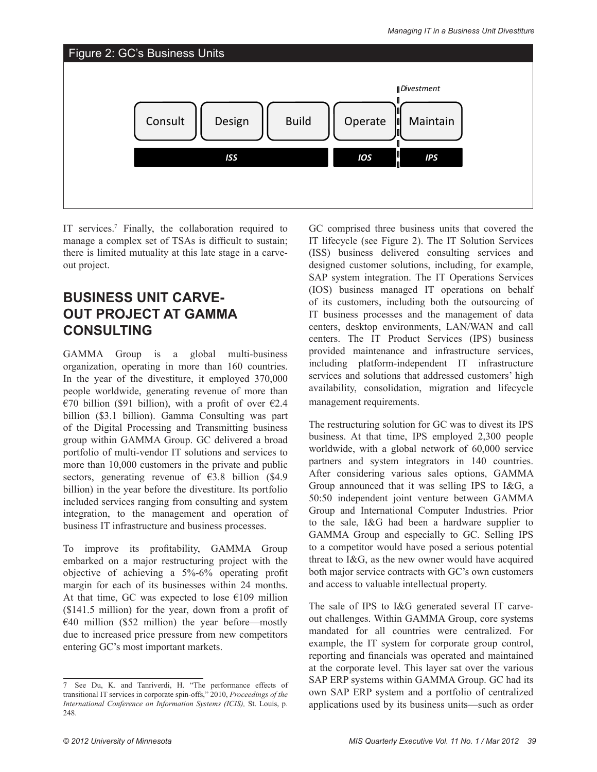Figure 2: GC's Business Units

| Consult | Design | Build | Operate | Divestment | Maintain |
|---|---|---|---|---|---|
| ISS | | | IOS | | IPS |

IT services.[7] Finally, the collaboration required to manage a complex set of TSAs is difficult to sustain; there is limited mutuality at this late stage in a carve-out project.

## BUSINESS UNIT CARVE-OUT PROJECT AT GAMMA CONSULTING

GAMMA Group is a global multi-business organization, operating in more than 160 countries. In the year of the divestiture, it employed 370,000 people worldwide, generating revenue of more than €70 billion ($91 billion), with a profit of over €2.4 billion ($3.1 billion). Gamma Consulting was part of the Digital Processing and Transmitting business group within GAMMA Group. GC delivered a broad portfolio of multi-vendor IT solutions and services to more than 10,000 customers in the private and public sectors, generating revenue of €3.8 billion ($4.9 billion) in the year before the divestiture. Its portfolio included services ranging from consulting and system integration, to the management and operation of business IT infrastructure and business processes.

To improve its profitability, GAMMA Group embarked on a major restructuring project with the objective of achieving a 5%-6% operating profit margin for each of its businesses within 24 months. At that time, GC was expected to lose €109 million ($141.5 million) for the year, down from a profit of €40 million ($52 million) the year before—mostly due to increased price pressure from new competitors entering GC's most important markets.

GC comprised three business units that covered the IT lifecycle (see Figure 2). The IT Solution Services (ISS) business delivered consulting services and designed customer solutions, including, for example, SAP system integration. The IT Operations Services (IOS) business managed IT operations on behalf of its customers, including both the outsourcing of IT business processes and the management of data centers, desktop environments, LAN/WAN and call centers. The IT Product Services (IPS) business provided maintenance and infrastructure services, including platform-independent IT infrastructure services and solutions that addressed customers' high availability, consolidation, migration and lifecycle management requirements.

The restructuring solution for GC was to divest its IPS business. At that time, IPS employed 2,300 people worldwide, with a global network of 60,000 service partners and system integrators in 140 countries. After considering various sales options, GAMMA Group announced that it was selling IPS to I&G, a 50:50 independent joint venture between GAMMA Group and International Computer Industries. Prior to the sale, I&G had been a hardware supplier to GAMMA Group and especially to GC. Selling IPS to a competitor would have posed a serious potential threat to I&G, as the new owner would have acquired both major service contracts with GC's own customers and access to valuable intellectual property.

The sale of IPS to I&G generated several IT carve-out challenges. Within GAMMA Group, core systems mandated for all countries were centralized. For example, the IT system for corporate group control, reporting and financials was operated and maintained at the corporate level. This layer sat over the various SAP ERP systems within GAMMA Group. GC had its own SAP ERP system and a portfolio of centralized applications used by its business units—such as order

7 See Du, K. and Tanriverdi, H. "The performance effects of transitional IT services in corporate spin-offs," 2010, *Proceedings of the International Conference on Information Systems (ICIS),* St. Louis, p. 248.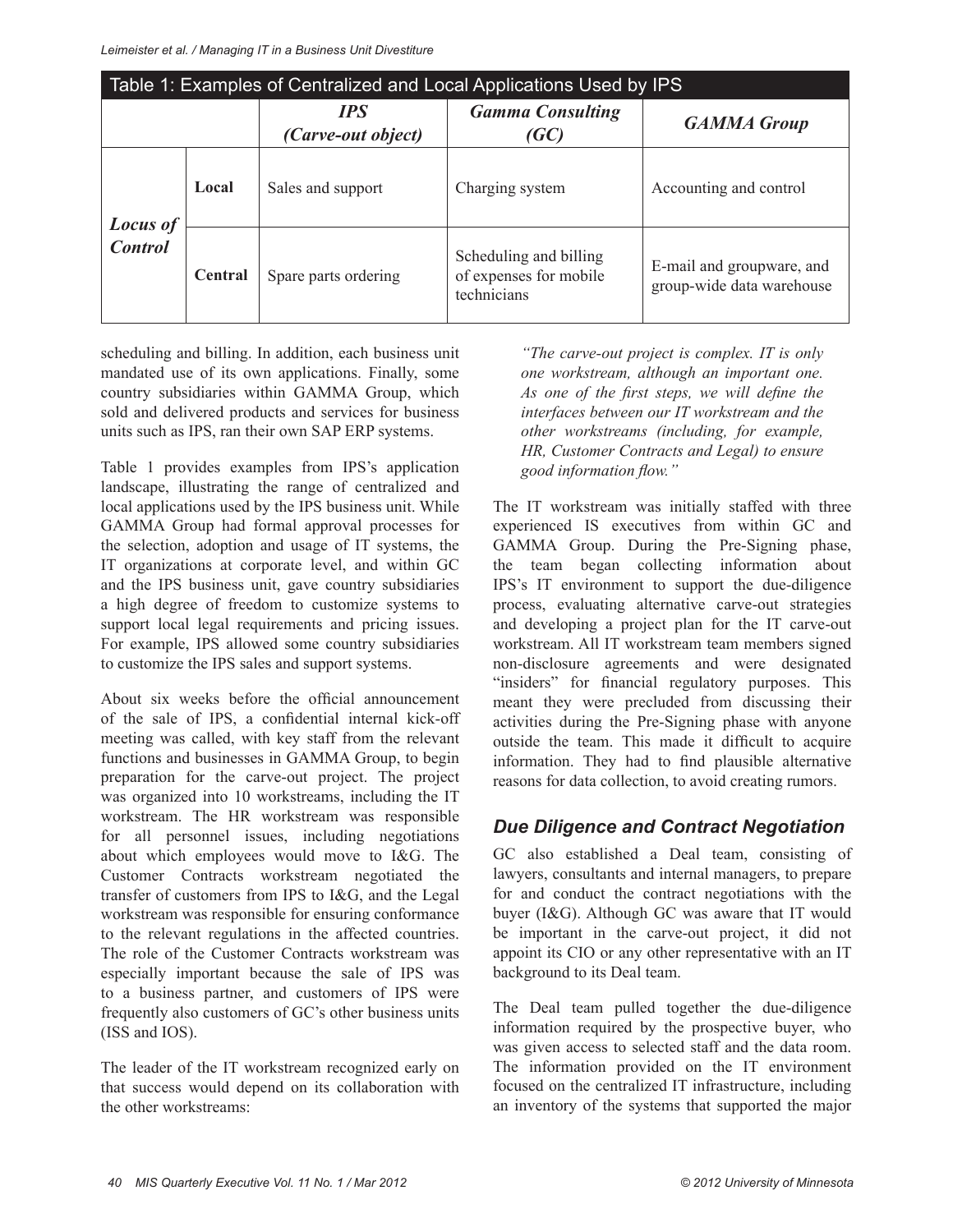Table 1: Examples of Centralized and Local Applications Used by IPS

| | | *IPS (Carve-out object)* | *Gamma Consulting (GC)* | *GAMMA Group* |
|---|---|---|---|---|
| ***Locus of Control*** | **Local** | Sales and support | Charging system | Accounting and control |
| | **Central** | Spare parts ordering | Scheduling and billing of expenses for mobile technicians | E-mail and groupware, and group-wide data warehouse |

scheduling and billing. In addition, each business unit mandated use of its own applications. Finally, some country subsidiaries within GAMMA Group, which sold and delivered products and services for business units such as IPS, ran their own SAP ERP systems.

Table 1 provides examples from IPS's application landscape, illustrating the range of centralized and local applications used by the IPS business unit. While GAMMA Group had formal approval processes for the selection, adoption and usage of IT systems, the IT organizations at corporate level, and within GC and the IPS business unit, gave country subsidiaries a high degree of freedom to customize systems to support local legal requirements and pricing issues. For example, IPS allowed some country subsidiaries to customize the IPS sales and support systems.

About six weeks before the official announcement of the sale of IPS, a confidential internal kick-off meeting was called, with key staff from the relevant functions and businesses in GAMMA Group, to begin preparation for the carve-out project. The project was organized into 10 workstreams, including the IT workstream. The HR workstream was responsible for all personnel issues, including negotiations about which employees would move to I&G. The Customer Contracts workstream negotiated the transfer of customers from IPS to I&G, and the Legal workstream was responsible for ensuring conformance to the relevant regulations in the affected countries. The role of the Customer Contracts workstream was especially important because the sale of IPS was to a business partner, and customers of IPS were frequently also customers of GC's other business units (ISS and IOS).

The leader of the IT workstream recognized early on that success would depend on its collaboration with the other workstreams:

> *"The carve-out project is complex. IT is only one workstream, although an important one. As one of the first steps, we will define the interfaces between our IT workstream and the other workstreams (including, for example, HR, Customer Contracts and Legal) to ensure good information flow."*

The IT workstream was initially staffed with three experienced IS executives from within GC and GAMMA Group. During the Pre-Signing phase, the team began collecting information about IPS's IT environment to support the due-diligence process, evaluating alternative carve-out strategies and developing a project plan for the IT carve-out workstream. All IT workstream team members signed non-disclosure agreements and were designated "insiders" for financial regulatory purposes. This meant they were precluded from discussing their activities during the Pre-Signing phase with anyone outside the team. This made it difficult to acquire information. They had to find plausible alternative reasons for data collection, to avoid creating rumors.

## *Due Diligence and Contract Negotiation*

GC also established a Deal team, consisting of lawyers, consultants and internal managers, to prepare for and conduct the contract negotiations with the buyer (I&G). Although GC was aware that IT would be important in the carve-out project, it did not appoint its CIO or any other representative with an IT background to its Deal team.

The Deal team pulled together the due-diligence information required by the prospective buyer, who was given access to selected staff and the data room. The information provided on the IT environment focused on the centralized IT infrastructure, including an inventory of the systems that supported the major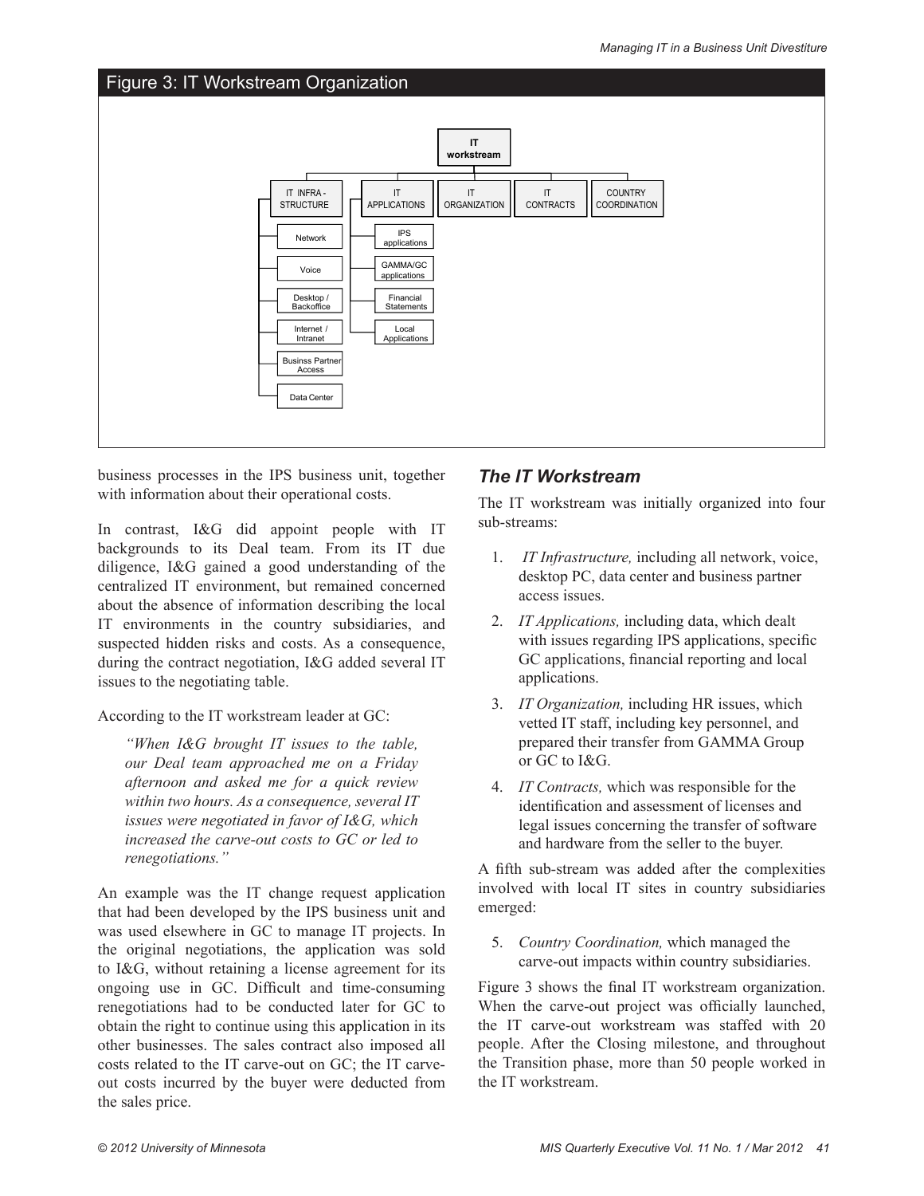Figure 3: IT Workstream Organization

IT workstream

- IT INFRA-STRUCTURE
  - Network
  - Voice
  - Desktop / Backoffice
  - Internet / Intranet
  - Businss Partner Access
  - Data Center
- IT APPLICATIONS
  - IPS applications
  - GAMMA/GC applications
  - Financial Statements
  - Local Applications
- IT ORGANIZATION
- IT CONTRACTS
- COUNTRY COORDINATION

business processes in the IPS business unit, together with information about their operational costs.

In contrast, I&G did appoint people with IT backgrounds to its Deal team. From its IT due diligence, I&G gained a good understanding of the centralized IT environment, but remained concerned about the absence of information describing the local IT environments in the country subsidiaries, and suspected hidden risks and costs. As a consequence, during the contract negotiation, I&G added several IT issues to the negotiating table.

According to the IT workstream leader at GC:

> *"When I&G brought IT issues to the table, our Deal team approached me on a Friday afternoon and asked me for a quick review within two hours. As a consequence, several IT issues were negotiated in favor of I&G, which increased the carve-out costs to GC or led to renegotiations."*

An example was the IT change request application that had been developed by the IPS business unit and was used elsewhere in GC to manage IT projects. In the original negotiations, the application was sold to I&G, without retaining a license agreement for its ongoing use in GC. Difficult and time-consuming renegotiations had to be conducted later for GC to obtain the right to continue using this application in its other businesses. The sales contract also imposed all costs related to the IT carve-out on GC; the IT carve-out costs incurred by the buyer were deducted from the sales price.

## The IT Workstream

The IT workstream was initially organized into four sub-streams:

1. *IT Infrastructure,* including all network, voice, desktop PC, data center and business partner access issues.
2. *IT Applications,* including data, which dealt with issues regarding IPS applications, specific GC applications, financial reporting and local applications.
3. *IT Organization,* including HR issues, which vetted IT staff, including key personnel, and prepared their transfer from GAMMA Group or GC to I&G.
4. *IT Contracts,* which was responsible for the identification and assessment of licenses and legal issues concerning the transfer of software and hardware from the seller to the buyer.

A fifth sub-stream was added after the complexities involved with local IT sites in country subsidiaries emerged:

5. *Country Coordination,* which managed the carve-out impacts within country subsidiaries.

Figure 3 shows the final IT workstream organization. When the carve-out project was officially launched, the IT carve-out workstream was staffed with 20 people. After the Closing milestone, and throughout the Transition phase, more than 50 people worked in the IT workstream.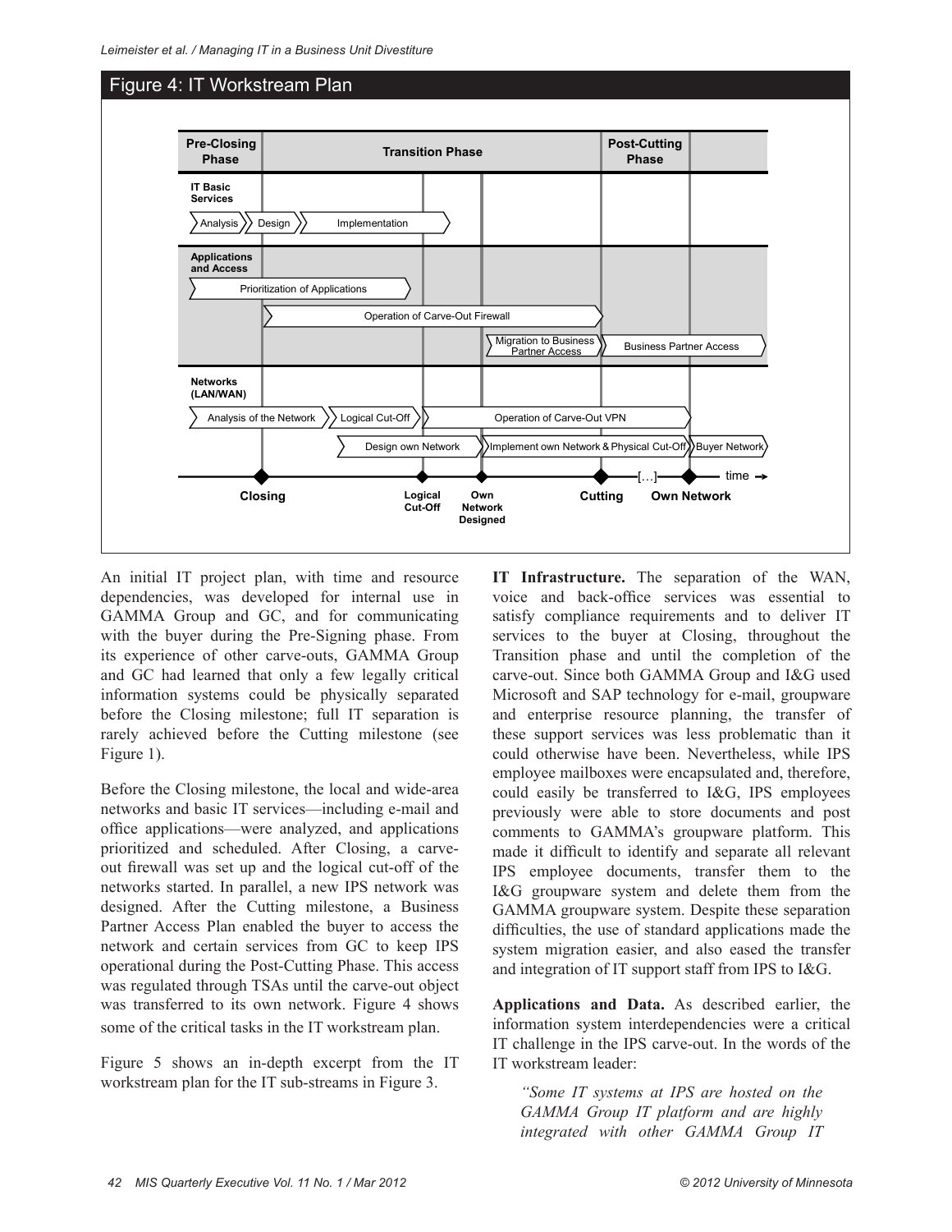## Figure 4: IT Workstream Plan

Pre-Closing Phase
Transition Phase
Post-Cutting Phase

IT Basic Services
Analysis
Design
Implementation

Applications and Access
Prioritization of Applications
Operation of Carve-Out Firewall
Migration to Business Partner Access
Business Partner Access

Networks (LAN/WAN)
Analysis of the Network
Logical Cut-Off
Operation of Carve-Out VPN
Design own Network
Implement own Network & Physical Cut-Off
Buyer Network

[…]
time
Closing
Logical Cut-Off
Own Network Designed
Cutting
Own Network

An initial IT project plan, with time and resource dependencies, was developed for internal use in GAMMA Group and GC, and for communicating with the buyer during the Pre-Signing phase. From its experience of other carve-outs, GAMMA Group and GC had learned that only a few legally critical information systems could be physically separated before the Closing milestone; full IT separation is rarely achieved before the Cutting milestone (see Figure 1).

Before the Closing milestone, the local and wide-area networks and basic IT services—including e-mail and office applications—were analyzed, and applications prioritized and scheduled. After Closing, a carve-out firewall was set up and the logical cut-off of the networks started. In parallel, a new IPS network was designed. After the Cutting milestone, a Business Partner Access Plan enabled the buyer to access the network and certain services from GC to keep IPS operational during the Post-Cutting Phase. This access was regulated through TSAs until the carve-out object was transferred to its own network. Figure 4 shows some of the critical tasks in the IT workstream plan.

Figure 5 shows an in-depth excerpt from the IT workstream plan for the IT sub-streams in Figure 3.

**IT Infrastructure.** The separation of the WAN, voice and back-office services was essential to satisfy compliance requirements and to deliver IT services to the buyer at Closing, throughout the Transition phase and until the completion of the carve-out. Since both GAMMA Group and I&G used Microsoft and SAP technology for e-mail, groupware and enterprise resource planning, the transfer of these support services was less problematic than it could otherwise have been. Nevertheless, while IPS employee mailboxes were encapsulated and, therefore, could easily be transferred to I&G, IPS employees previously were able to store documents and post comments to GAMMA's groupware platform. This made it difficult to identify and separate all relevant IPS employee documents, transfer them to the I&G groupware system and delete them from the GAMMA groupware system. Despite these separation difficulties, the use of standard applications made the system migration easier, and also eased the transfer and integration of IT support staff from IPS to I&G.

**Applications and Data.** As described earlier, the information system interdependencies were a critical IT challenge in the IPS carve-out. In the words of the IT workstream leader:

> *"Some IT systems at IPS are hosted on the GAMMA Group IT platform and are highly integrated with other GAMMA Group IT*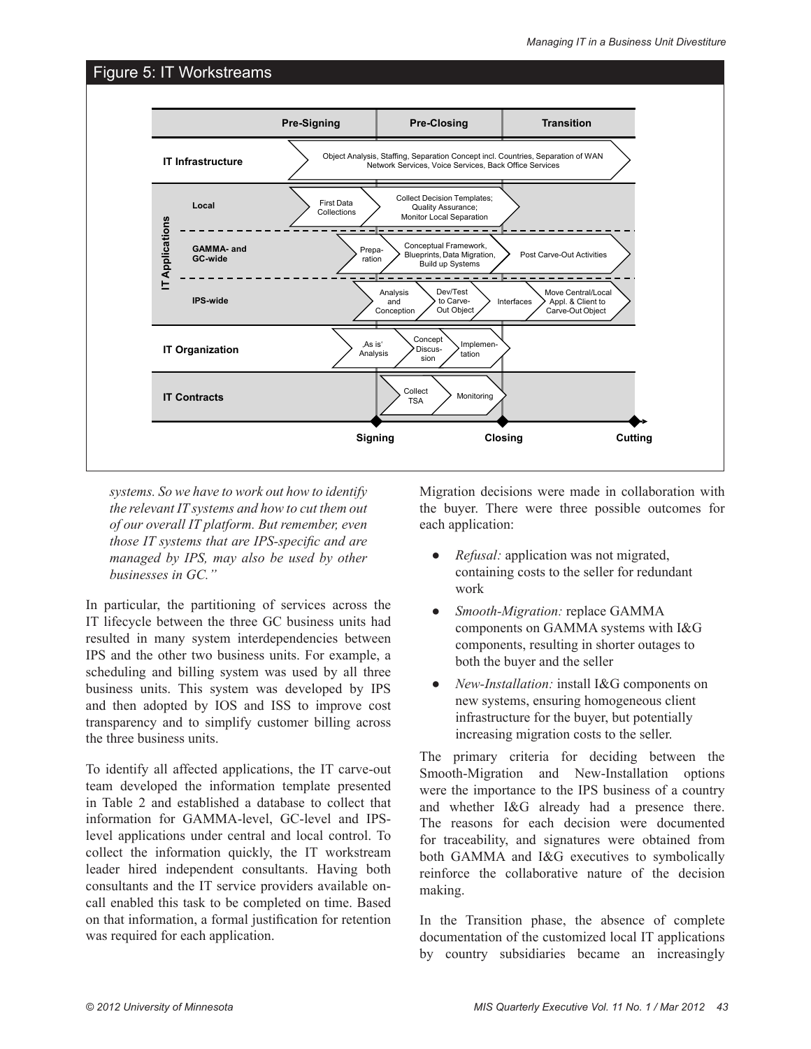## Figure 5: IT Workstreams

Pre-Signing
Pre-Closing
Transition

IT Infrastructure
Object Analysis, Staffing, Separation Concept incl. Countries, Separation of WAN Network Services, Voice Services, Back Office Services

IT Applications

Local
First Data Collections
Collect Decision Templates; Quality Assurance; Monitor Local Separation

GAMMA- and GC-wide
Preparation
Conceptual Framework, Blueprints, Data Migration, Build up Systems
Post Carve-Out Activities

IPS-wide
Analysis and Conception
Dev/Test to Carve-Out Object
Interfaces
Move Central/Local Appl. & Client to Carve-Out Object

IT Organization
‚As is' Analysis
Concept Discussion
Implementation

IT Contracts
Collect TSA
Monitoring

Signing
Closing
Cutting

*systems. So we have to work out how to identify the relevant IT systems and how to cut them out of our overall IT platform. But remember, even those IT systems that are IPS-specific and are managed by IPS, may also be used by other businesses in GC."*

In particular, the partitioning of services across the IT lifecycle between the three GC business units had resulted in many system interdependencies between IPS and the other two business units. For example, a scheduling and billing system was used by all three business units. This system was developed by IPS and then adopted by IOS and ISS to improve cost transparency and to simplify customer billing across the three business units.

To identify all affected applications, the IT carve-out team developed the information template presented in Table 2 and established a database to collect that information for GAMMA-level, GC-level and IPS-level applications under central and local control. To collect the information quickly, the IT workstream leader hired independent consultants. Having both consultants and the IT service providers available on-call enabled this task to be completed on time. Based on that information, a formal justification for retention was required for each application.

Migration decisions were made in collaboration with the buyer. There were three possible outcomes for each application:

- *Refusal:* application was not migrated, containing costs to the seller for redundant work
- *Smooth-Migration:* replace GAMMA components on GAMMA systems with I&G components, resulting in shorter outages to both the buyer and the seller
- *New-Installation:* install I&G components on new systems, ensuring homogeneous client infrastructure for the buyer, but potentially increasing migration costs to the seller.

The primary criteria for deciding between the Smooth-Migration and New-Installation options were the importance to the IPS business of a country and whether I&G already had a presence there. The reasons for each decision were documented for traceability, and signatures were obtained from both GAMMA and I&G executives to symbolically reinforce the collaborative nature of the decision making.

In the Transition phase, the absence of complete documentation of the customized local IT applications by country subsidiaries became an increasingly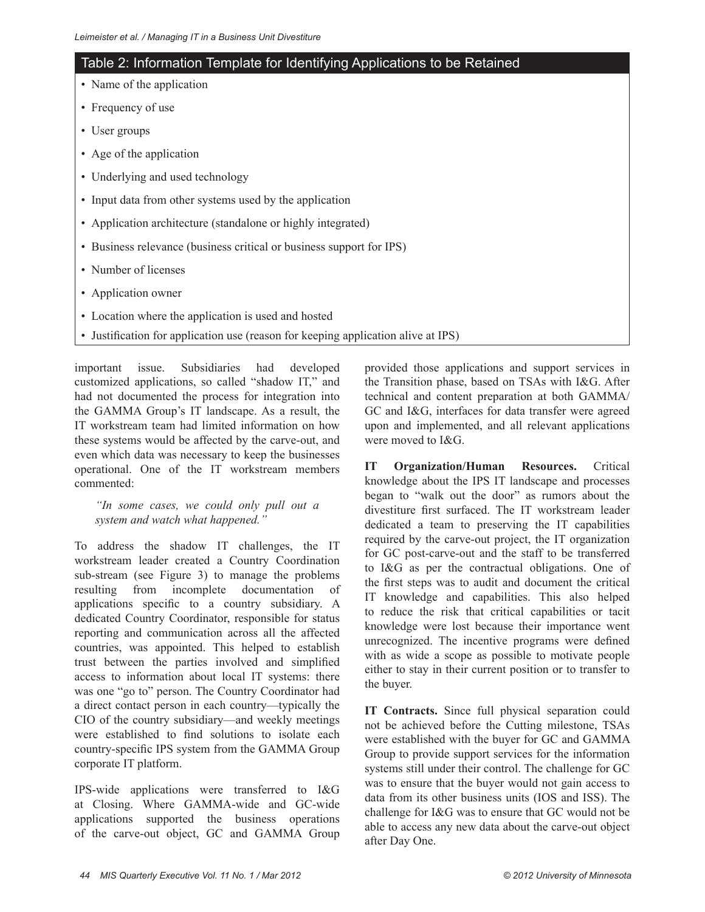**Table 2: Information Template for Identifying Applications to be Retained**

- Name of the application
- Frequency of use
- User groups
- Age of the application
- Underlying and used technology
- Input data from other systems used by the application
- Application architecture (standalone or highly integrated)
- Business relevance (business critical or business support for IPS)
- Number of licenses
- Application owner
- Location where the application is used and hosted
- Justification for application use (reason for keeping application alive at IPS)

important issue. Subsidiaries had developed customized applications, so called "shadow IT," and had not documented the process for integration into the GAMMA Group's IT landscape. As a result, the IT workstream team had limited information on how these systems would be affected by the carve-out, and even which data was necessary to keep the businesses operational. One of the IT workstream members commented:

> *"In some cases, we could only pull out a system and watch what happened."*

To address the shadow IT challenges, the IT workstream leader created a Country Coordination sub-stream (see Figure 3) to manage the problems resulting from incomplete documentation of applications specific to a country subsidiary. A dedicated Country Coordinator, responsible for status reporting and communication across all the affected countries, was appointed. This helped to establish trust between the parties involved and simplified access to information about local IT systems: there was one "go to" person. The Country Coordinator had a direct contact person in each country—typically the CIO of the country subsidiary—and weekly meetings were established to find solutions to isolate each country-specific IPS system from the GAMMA Group corporate IT platform.

IPS-wide applications were transferred to I&G at Closing. Where GAMMA-wide and GC-wide applications supported the business operations of the carve-out object, GC and GAMMA Group provided those applications and support services in the Transition phase, based on TSAs with I&G. After technical and content preparation at both GAMMA/GC and I&G, interfaces for data transfer were agreed upon and implemented, and all relevant applications were moved to I&G.

**IT Organization/Human Resources.** Critical knowledge about the IPS IT landscape and processes began to "walk out the door" as rumors about the divestiture first surfaced. The IT workstream leader dedicated a team to preserving the IT capabilities required by the carve-out project, the IT organization for GC post-carve-out and the staff to be transferred to I&G as per the contractual obligations. One of the first steps was to audit and document the critical IT knowledge and capabilities. This also helped to reduce the risk that critical capabilities or tacit knowledge were lost because their importance went unrecognized. The incentive programs were defined with as wide a scope as possible to motivate people either to stay in their current position or to transfer to the buyer.

**IT Contracts.** Since full physical separation could not be achieved before the Cutting milestone, TSAs were established with the buyer for GC and GAMMA Group to provide support services for the information systems still under their control. The challenge for GC was to ensure that the buyer would not gain access to data from its other business units (IOS and ISS). The challenge for I&G was to ensure that GC would not be able to access any new data about the carve-out object after Day One.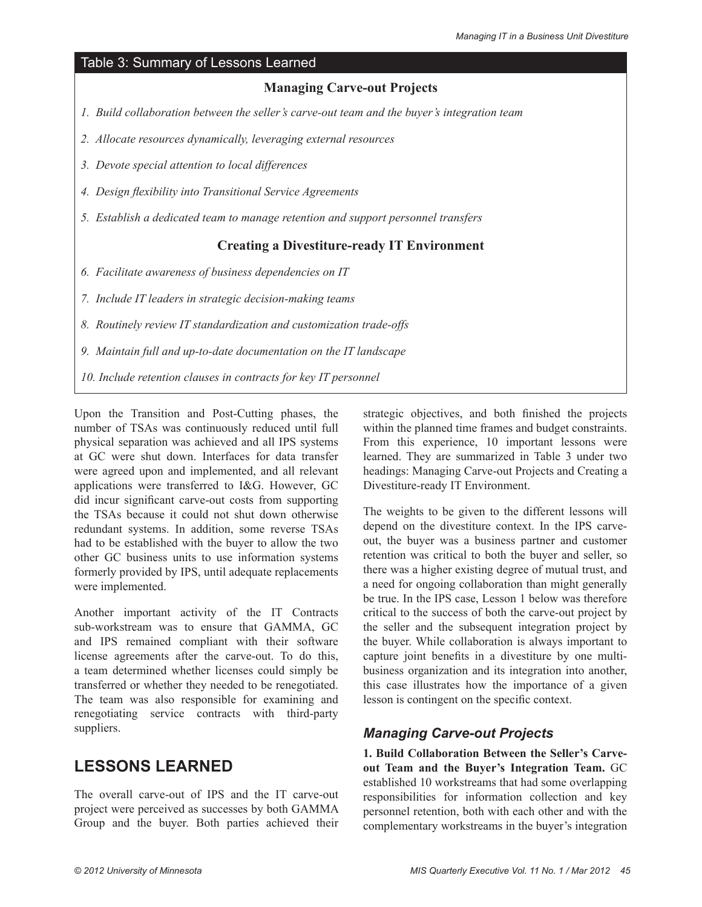**Table 3: Summary of Lessons Learned**

| **Managing Carve-out Projects** |
|---|
| *1. Build collaboration between the seller's carve-out team and the buyer's integration team* |
| *2. Allocate resources dynamically, leveraging external resources* |
| *3. Devote special attention to local differences* |
| *4. Design flexibility into Transitional Service Agreements* |
| *5. Establish a dedicated team to manage retention and support personnel transfers* |
| **Creating a Divestiture-ready IT Environment** |
| *6. Facilitate awareness of business dependencies on IT* |
| *7. Include IT leaders in strategic decision-making teams* |
| *8. Routinely review IT standardization and customization trade-offs* |
| *9. Maintain full and up-to-date documentation on the IT landscape* |
| *10. Include retention clauses in contracts for key IT personnel* |

Upon the Transition and Post-Cutting phases, the number of TSAs was continuously reduced until full physical separation was achieved and all IPS systems at GC were shut down. Interfaces for data transfer were agreed upon and implemented, and all relevant applications were transferred to I&G. However, GC did incur significant carve-out costs from supporting the TSAs because it could not shut down otherwise redundant systems. In addition, some reverse TSAs had to be established with the buyer to allow the two other GC business units to use information systems formerly provided by IPS, until adequate replacements were implemented.

Another important activity of the IT Contracts sub-workstream was to ensure that GAMMA, GC and IPS remained compliant with their software license agreements after the carve-out. To do this, a team determined whether licenses could simply be transferred or whether they needed to be renegotiated. The team was also responsible for examining and renegotiating service contracts with third-party suppliers.

## LESSONS LEARNED

The overall carve-out of IPS and the IT carve-out project were perceived as successes by both GAMMA Group and the buyer. Both parties achieved their strategic objectives, and both finished the projects within the planned time frames and budget constraints. From this experience, 10 important lessons were learned. They are summarized in Table 3 under two headings: Managing Carve-out Projects and Creating a Divestiture-ready IT Environment.

The weights to be given to the different lessons will depend on the divestiture context. In the IPS carve-out, the buyer was a business partner and customer retention was critical to both the buyer and seller, so there was a higher existing degree of mutual trust, and a need for ongoing collaboration than might generally be true. In the IPS case, Lesson 1 below was therefore critical to the success of both the carve-out project by the seller and the subsequent integration project by the buyer. While collaboration is always important to capture joint benefits in a divestiture by one multi-business organization and its integration into another, this case illustrates how the importance of a given lesson is contingent on the specific context.

### *Managing Carve-out Projects*

**1. Build Collaboration Between the Seller's Carve-out Team and the Buyer's Integration Team.** GC established 10 workstreams that had some overlapping responsibilities for information collection and key personnel retention, both with each other and with the complementary workstreams in the buyer's integration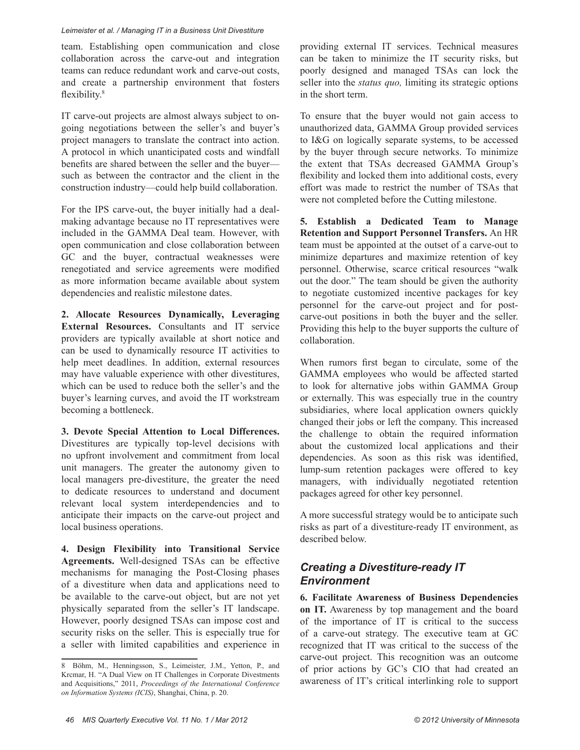team. Establishing open communication and close collaboration across the carve-out and integration teams can reduce redundant work and carve-out costs, and create a partnership environment that fosters flexibility.[8]

IT carve-out projects are almost always subject to ongoing negotiations between the seller's and buyer's project managers to translate the contract into action. A protocol in which unanticipated costs and windfall benefits are shared between the seller and the buyer—such as between the contractor and the client in the construction industry—could help build collaboration.

For the IPS carve-out, the buyer initially had a deal-making advantage because no IT representatives were included in the GAMMA Deal team. However, with open communication and close collaboration between GC and the buyer, contractual weaknesses were renegotiated and service agreements were modified as more information became available about system dependencies and realistic milestone dates.

**2. Allocate Resources Dynamically, Leveraging External Resources.** Consultants and IT service providers are typically available at short notice and can be used to dynamically resource IT activities to help meet deadlines. In addition, external resources may have valuable experience with other divestitures, which can be used to reduce both the seller's and the buyer's learning curves, and avoid the IT workstream becoming a bottleneck.

**3. Devote Special Attention to Local Differences.** Divestitures are typically top-level decisions with no upfront involvement and commitment from local unit managers. The greater the autonomy given to local managers pre-divestiture, the greater the need to dedicate resources to understand and document relevant local system interdependencies and to anticipate their impacts on the carve-out project and local business operations.

**4. Design Flexibility into Transitional Service Agreements.** Well-designed TSAs can be effective mechanisms for managing the Post-Closing phases of a divestiture when data and applications need to be available to the carve-out object, but are not yet physically separated from the seller's IT landscape. However, poorly designed TSAs can impose cost and security risks on the seller. This is especially true for a seller with limited capabilities and experience in providing external IT services. Technical measures can be taken to minimize the IT security risks, but poorly designed and managed TSAs can lock the seller into the *status quo,* limiting its strategic options in the short term.

To ensure that the buyer would not gain access to unauthorized data, GAMMA Group provided services to I&G on logically separate systems, to be accessed by the buyer through secure networks. To minimize the extent that TSAs decreased GAMMA Group's flexibility and locked them into additional costs, every effort was made to restrict the number of TSAs that were not completed before the Cutting milestone.

**5. Establish a Dedicated Team to Manage Retention and Support Personnel Transfers.** An HR team must be appointed at the outset of a carve-out to minimize departures and maximize retention of key personnel. Otherwise, scarce critical resources "walk out the door." The team should be given the authority to negotiate customized incentive packages for key personnel for the carve-out project and for post-carve-out positions in both the buyer and the seller. Providing this help to the buyer supports the culture of collaboration.

When rumors first began to circulate, some of the GAMMA employees who would be affected started to look for alternative jobs within GAMMA Group or externally. This was especially true in the country subsidiaries, where local application owners quickly changed their jobs or left the company. This increased the challenge to obtain the required information about the customized local applications and their dependencies. As soon as this risk was identified, lump-sum retention packages were offered to key managers, with individually negotiated retention packages agreed for other key personnel.

A more successful strategy would be to anticipate such risks as part of a divestiture-ready IT environment, as described below.

## *Creating a Divestiture-ready IT Environment*

**6. Facilitate Awareness of Business Dependencies on IT.** Awareness by top management and the board of the importance of IT is critical to the success of a carve-out strategy. The executive team at GC recognized that IT was critical to the success of the carve-out project. This recognition was an outcome of prior actions by GC's CIO that had created an awareness of IT's critical interlinking role to support

---

8 Böhm, M., Henningsson, S., Leimeister, J.M., Yetton, P., and Krcmar, H. "A Dual View on IT Challenges in Corporate Divestments and Acquisitions," 2011, *Proceedings of the International Conference on Information Systems (ICIS)*, Shanghai, China, p. 20.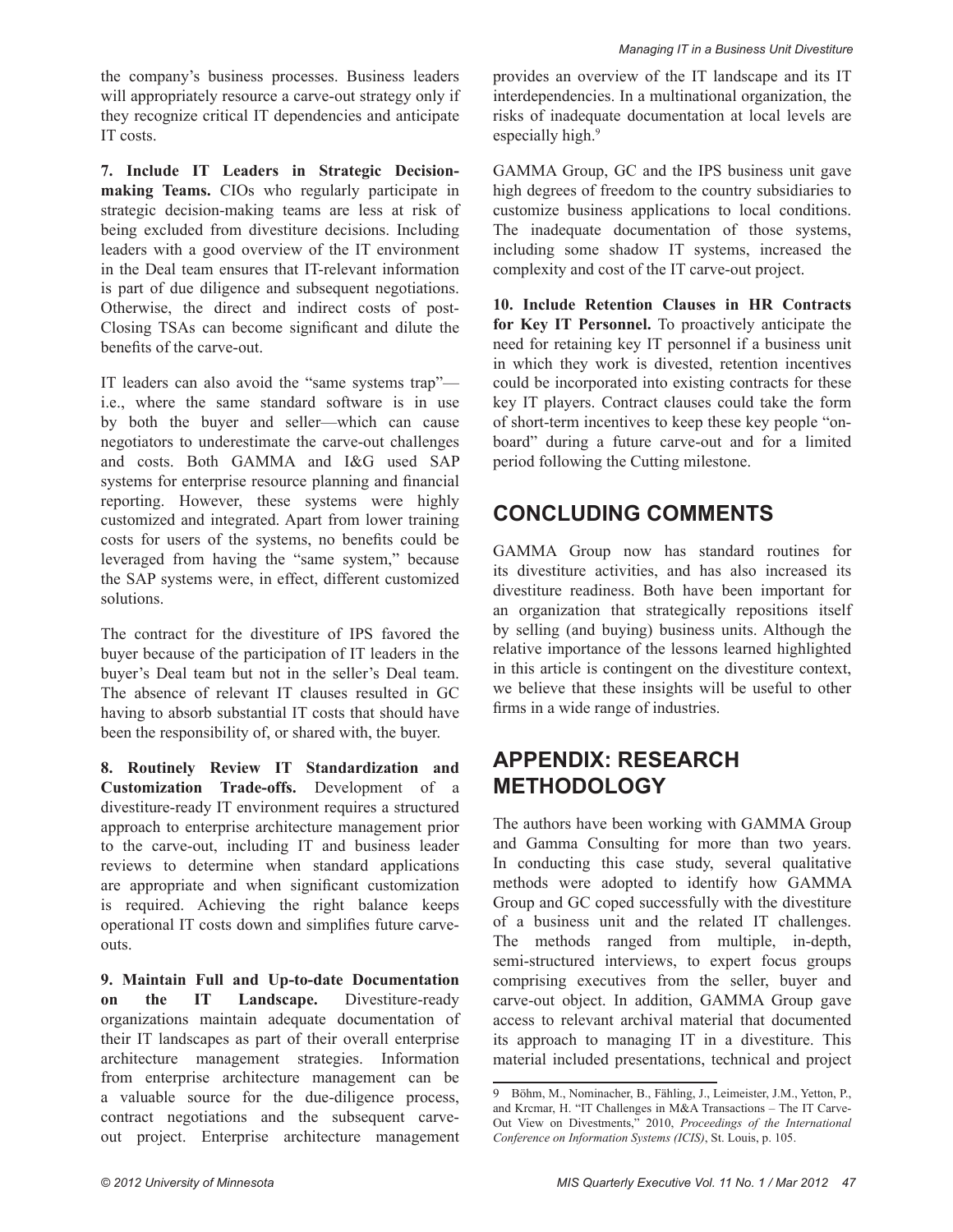the company's business processes. Business leaders will appropriately resource a carve-out strategy only if they recognize critical IT dependencies and anticipate IT costs.

**7. Include IT Leaders in Strategic Decision-making Teams.** CIOs who regularly participate in strategic decision-making teams are less at risk of being excluded from divestiture decisions. Including leaders with a good overview of the IT environment in the Deal team ensures that IT-relevant information is part of due diligence and subsequent negotiations. Otherwise, the direct and indirect costs of post-Closing TSAs can become significant and dilute the benefits of the carve-out.

IT leaders can also avoid the "same systems trap"—i.e., where the same standard software is in use by both the buyer and seller—which can cause negotiators to underestimate the carve-out challenges and costs. Both GAMMA and I&G used SAP systems for enterprise resource planning and financial reporting. However, these systems were highly customized and integrated. Apart from lower training costs for users of the systems, no benefits could be leveraged from having the "same system," because the SAP systems were, in effect, different customized solutions.

The contract for the divestiture of IPS favored the buyer because of the participation of IT leaders in the buyer's Deal team but not in the seller's Deal team. The absence of relevant IT clauses resulted in GC having to absorb substantial IT costs that should have been the responsibility of, or shared with, the buyer.

**8. Routinely Review IT Standardization and Customization Trade-offs.** Development of a divestiture-ready IT environment requires a structured approach to enterprise architecture management prior to the carve-out, including IT and business leader reviews to determine when standard applications are appropriate and when significant customization is required. Achieving the right balance keeps operational IT costs down and simplifies future carve-outs.

**9. Maintain Full and Up-to-date Documentation on the IT Landscape.** Divestiture-ready organizations maintain adequate documentation of their IT landscapes as part of their overall enterprise architecture management strategies. Information from enterprise architecture management can be a valuable source for the due-diligence process, contract negotiations and the subsequent carve-out project. Enterprise architecture management provides an overview of the IT landscape and its IT interdependencies. In a multinational organization, the risks of inadequate documentation at local levels are especially high.[9]

GAMMA Group, GC and the IPS business unit gave high degrees of freedom to the country subsidiaries to customize business applications to local conditions. The inadequate documentation of those systems, including some shadow IT systems, increased the complexity and cost of the IT carve-out project.

**10. Include Retention Clauses in HR Contracts for Key IT Personnel.** To proactively anticipate the need for retaining key IT personnel if a business unit in which they work is divested, retention incentives could be incorporated into existing contracts for these key IT players. Contract clauses could take the form of short-term incentives to keep these key people "on-board" during a future carve-out and for a limited period following the Cutting milestone.

## CONCLUDING COMMENTS

GAMMA Group now has standard routines for its divestiture activities, and has also increased its divestiture readiness. Both have been important for an organization that strategically repositions itself by selling (and buying) business units. Although the relative importance of the lessons learned highlighted in this article is contingent on the divestiture context, we believe that these insights will be useful to other firms in a wide range of industries.

## APPENDIX: RESEARCH METHODOLOGY

The authors have been working with GAMMA Group and Gamma Consulting for more than two years. In conducting this case study, several qualitative methods were adopted to identify how GAMMA Group and GC coped successfully with the divestiture of a business unit and the related IT challenges. The methods ranged from multiple, in-depth, semi-structured interviews, to expert focus groups comprising executives from the seller, buyer and carve-out object. In addition, GAMMA Group gave access to relevant archival material that documented its approach to managing IT in a divestiture. This material included presentations, technical and project

---

9 Böhm, M., Nominacher, B., Fähling, J., Leimeister, J.M., Yetton, P., and Krcmar, H. "IT Challenges in M&A Transactions – The IT Carve-Out View on Divestments," 2010, *Proceedings of the International Conference on Information Systems (ICIS)*, St. Louis, p. 105.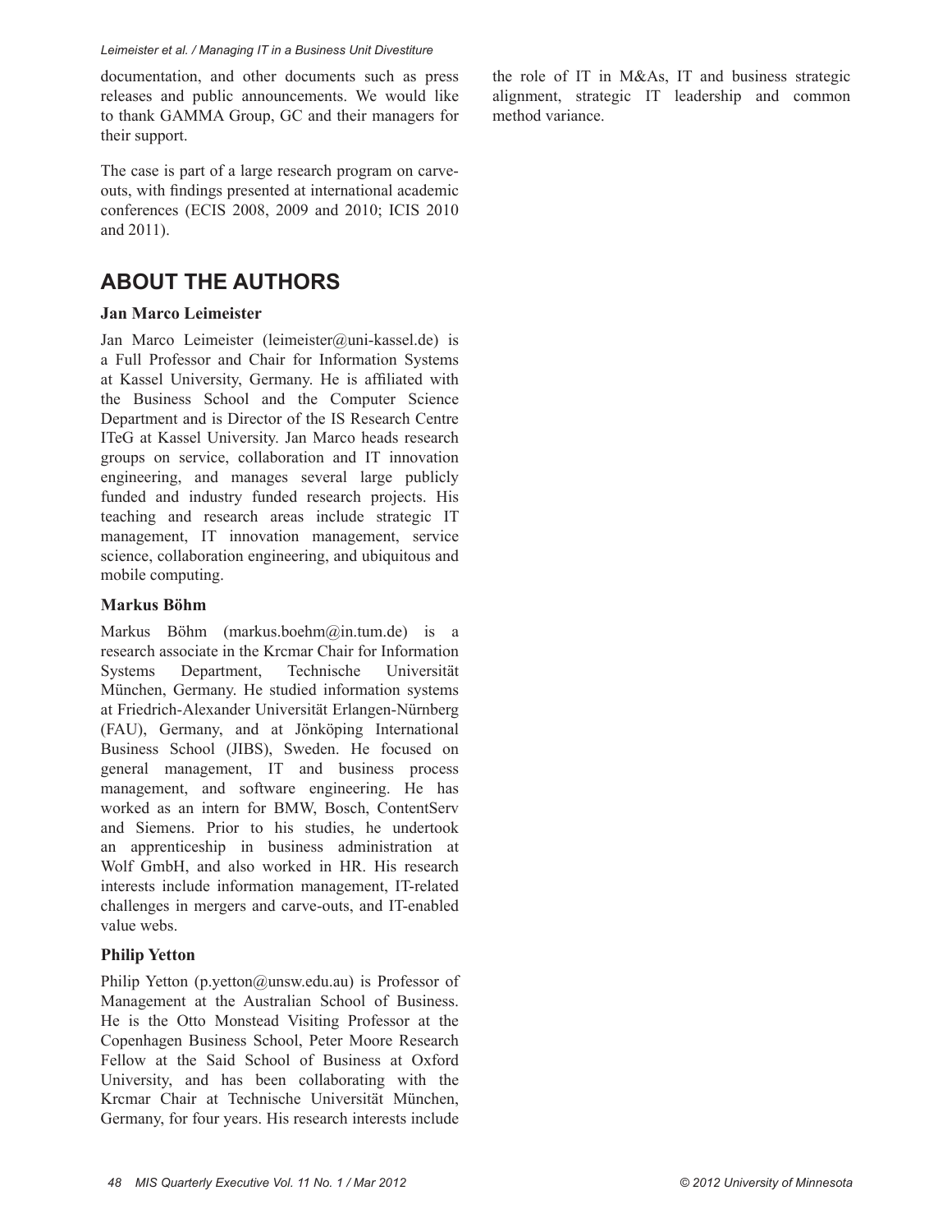documentation, and other documents such as press releases and public announcements. We would like to thank GAMMA Group, GC and their managers for their support.

The case is part of a large research program on carve-outs, with findings presented at international academic conferences (ECIS 2008, 2009 and 2010; ICIS 2010 and 2011).

## ABOUT THE AUTHORS

### Jan Marco Leimeister

Jan Marco Leimeister (leimeister@uni-kassel.de) is a Full Professor and Chair for Information Systems at Kassel University, Germany. He is affiliated with the Business School and the Computer Science Department and is Director of the IS Research Centre ITeG at Kassel University. Jan Marco heads research groups on service, collaboration and IT innovation engineering, and manages several large publicly funded and industry funded research projects. His teaching and research areas include strategic IT management, IT innovation management, service science, collaboration engineering, and ubiquitous and mobile computing.

### Markus Böhm

Markus Böhm (markus.boehm@in.tum.de) is a research associate in the Krcmar Chair for Information Systems Department, Technische Universität München, Germany. He studied information systems at Friedrich-Alexander Universität Erlangen-Nürnberg (FAU), Germany, and at Jönköping International Business School (JIBS), Sweden. He focused on general management, IT and business process management, and software engineering. He has worked as an intern for BMW, Bosch, ContentServ and Siemens. Prior to his studies, he undertook an apprenticeship in business administration at Wolf GmbH, and also worked in HR. His research interests include information management, IT-related challenges in mergers and carve-outs, and IT-enabled value webs.

### Philip Yetton

Philip Yetton (p.yetton@unsw.edu.au) is Professor of Management at the Australian School of Business. He is the Otto Monstead Visiting Professor at the Copenhagen Business School, Peter Moore Research Fellow at the Said School of Business at Oxford University, and has been collaborating with the Krcmar Chair at Technische Universität München, Germany, for four years. His research interests include the role of IT in M&As, IT and business strategic alignment, strategic IT leadership and common method variance.